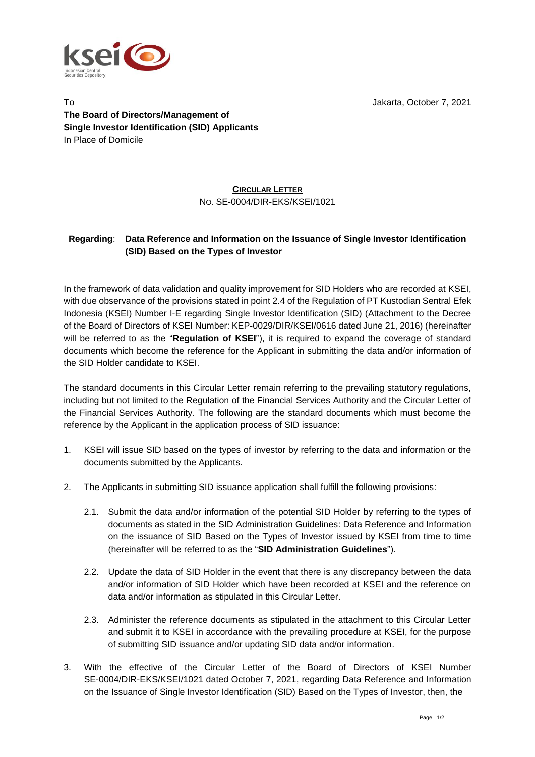To

**The Board of Directors/Management of**
**Single Investor Identification (SID) Applicants**
In Place of Domicile

Jakarta, October 7, 2021

**CIRCULAR LETTER**
NO. SE-0004/DIR-EKS/KSEI/1021

**Regarding**: **Data Reference and Information on the Issuance of Single Investor Identification (SID) Based on the Types of Investor**

In the framework of data validation and quality improvement for SID Holders who are recorded at KSEI, with due observance of the provisions stated in point 2.4 of the Regulation of PT Kustodian Sentral Efek Indonesia (KSEI) Number I-E regarding Single Investor Identification (SID) (Attachment to the Decree of the Board of Directors of KSEI Number: KEP-0029/DIR/KSEI/0616 dated June 21, 2016) (hereinafter will be referred to as the "**Regulation of KSEI**"), it is required to expand the coverage of standard documents which become the reference for the Applicant in submitting the data and/or information of the SID Holder candidate to KSEI.

The standard documents in this Circular Letter remain referring to the prevailing statutory regulations, including but not limited to the Regulation of the Financial Services Authority and the Circular Letter of the Financial Services Authority. The following are the standard documents which must become the reference by the Applicant in the application process of SID issuance:

1. KSEI will issue SID based on the types of investor by referring to the data and information or the documents submitted by the Applicants.

2. The Applicants in submitting SID issuance application shall fulfill the following provisions:

   2.1. Submit the data and/or information of the potential SID Holder by referring to the types of documents as stated in the SID Administration Guidelines: Data Reference and Information on the issuance of SID Based on the Types of Investor issued by KSEI from time to time (hereinafter will be referred to as the "**SID Administration Guidelines**").

   2.2. Update the data of SID Holder in the event that there is any discrepancy between the data and/or information of SID Holder which have been recorded at KSEI and the reference on data and/or information as stipulated in this Circular Letter.

   2.3. Administer the reference documents as stipulated in the attachment to this Circular Letter and submit it to KSEI in accordance with the prevailing procedure at KSEI, for the purpose of submitting SID issuance and/or updating SID data and/or information.

3. With the effective of the Circular Letter of the Board of Directors of KSEI Number SE-0004/DIR-EKS/KSEI/1021 dated October 7, 2021, regarding Data Reference and Information on the Issuance of Single Investor Identification (SID) Based on the Types of Investor, then, the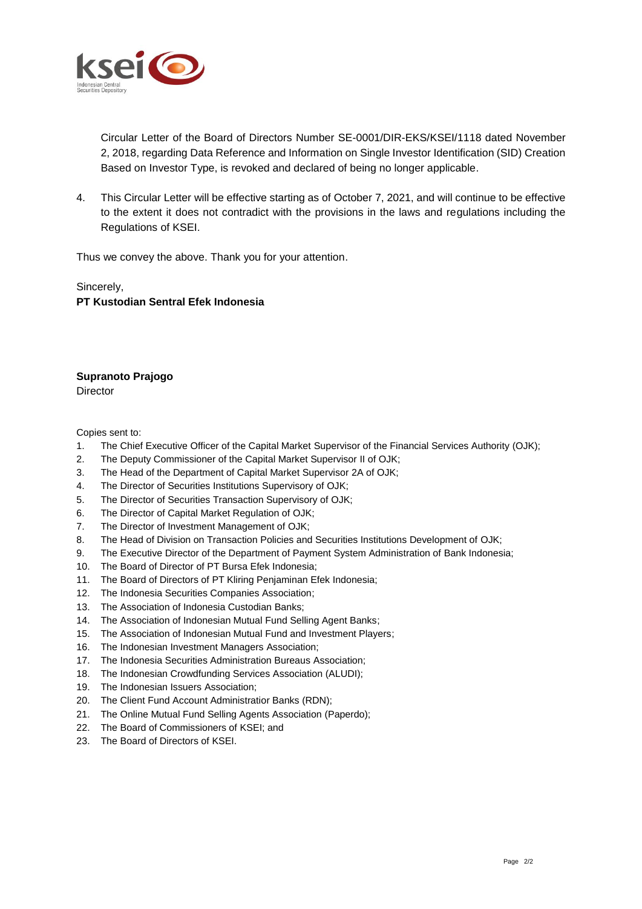Circular Letter of the Board of Directors Number SE-0001/DIR-EKS/KSEI/1118 dated November 2, 2018, regarding Data Reference and Information on Single Investor Identification (SID) Creation Based on Investor Type, is revoked and declared of being no longer applicable.

4. This Circular Letter will be effective starting as of October 7, 2021, and will continue to be effective to the extent it does not contradict with the provisions in the laws and regulations including the Regulations of KSEI.

Thus we convey the above. Thank you for your attention.

Sincerely,
**PT Kustodian Sentral Efek Indonesia**

**Supranoto Prajogo**
Director

Copies sent to:

1. The Chief Executive Officer of the Capital Market Supervisor of the Financial Services Authority (OJK);
2. The Deputy Commissioner of the Capital Market Supervisor II of OJK;
3. The Head of the Department of Capital Market Supervisor 2A of OJK;
4. The Director of Securities Institutions Supervisory of OJK;
5. The Director of Securities Transaction Supervisory of OJK;
6. The Director of Capital Market Regulation of OJK;
7. The Director of Investment Management of OJK;
8. The Head of Division on Transaction Policies and Securities Institutions Development of OJK;
9. The Executive Director of the Department of Payment System Administration of Bank Indonesia;
10. The Board of Director of PT Bursa Efek Indonesia;
11. The Board of Directors of PT Kliring Penjaminan Efek Indonesia;
12. The Indonesia Securities Companies Association;
13. The Association of Indonesia Custodian Banks;
14. The Association of Indonesian Mutual Fund Selling Agent Banks;
15. The Association of Indonesian Mutual Fund and Investment Players;
16. The Indonesian Investment Managers Association;
17. The Indonesia Securities Administration Bureaus Association;
18. The Indonesian Crowdfunding Services Association (ALUDI);
19. The Indonesian Issuers Association;
20. The Client Fund Account Administratior Banks (RDN);
21. The Online Mutual Fund Selling Agents Association (Paperdo);
22. The Board of Commissioners of KSEI; and
23. The Board of Directors of KSEI.